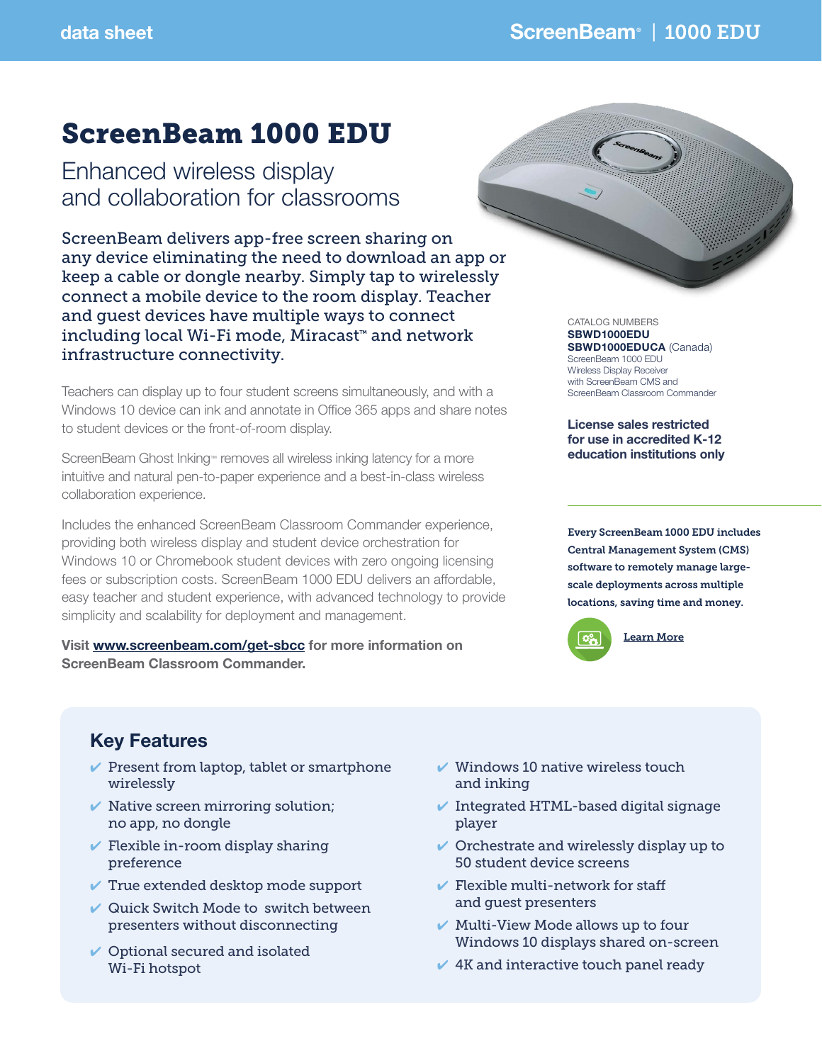# ScreenBeam 1000 EDU

## Enhanced wireless display and collaboration for classrooms

ScreenBeam delivers app-free screen sharing on any device eliminating the need to download an app or keep a cable or dongle nearby. Simply tap to wirelessly connect a mobile device to the room display. Teacher and guest devices have multiple ways to connect including local Wi-Fi mode, Miracast™ and network infrastructure connectivity.

Teachers can display up to four student screens simultaneously, and with a Windows 10 device can ink and annotate in Office 365 apps and share notes to student devices or the front-of-room display.

ScreenBeam Ghost Inking™ removes all wireless inking latency for a more intuitive and natural pen-to-paper experience and a best-in-class wireless collaboration experience.

Includes the enhanced ScreenBeam Classroom Commander experience, providing both wireless display and student device orchestration for Windows 10 or Chromebook student devices with zero ongoing licensing fees or subscription costs. ScreenBeam 1000 EDU delivers an affordable, easy teacher and student experience, with advanced technology to provide simplicity and scalability for deployment and management.

**Visit [www.screenbeam.com/get-sbcc](www.screenbeam.com/get-sbcc) for more information on ScreenBeam Classroom Commander.**

CATALOG NUMBERS
**SBWD1000EDU**
**SBWD1000EDUCA** (Canada)
ScreenBeam 1000 EDU Wireless Display Receiver with ScreenBeam CMS and ScreenBeam Classroom Commander

**License sales restricted for use in accredited K-12 education institutions only**

**Every ScreenBeam 1000 EDU includes Central Management System (CMS) software to remotely manage large-scale deployments across multiple locations, saving time and money.**

Learn More

## Key Features

- ✔ Present from laptop, tablet or smartphone wirelessly
- ✔ Native screen mirroring solution; no app, no dongle
- ✔ Flexible in-room display sharing preference
- ✔ True extended desktop mode support
- ✔ Quick Switch Mode to switch between presenters without disconnecting
- ✔ Optional secured and isolated Wi-Fi hotspot
- ✔ Windows 10 native wireless touch and inking
- ✔ Integrated HTML-based digital signage player
- ✔ Orchestrate and wirelessly display up to 50 student device screens
- ✔ Flexible multi-network for staff and guest presenters
- ✔ Multi-View Mode allows up to four Windows 10 displays shared on-screen
- ✔ 4K and interactive touch panel ready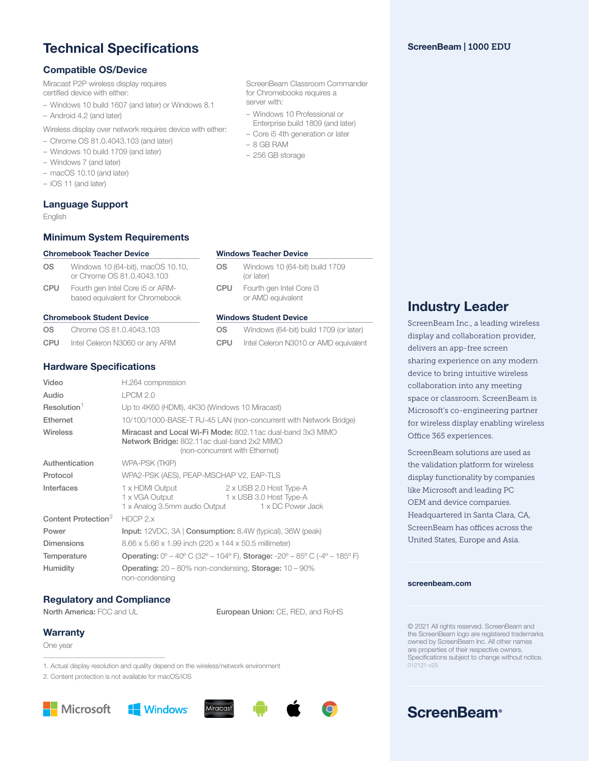# Technical Specifications

## Compatible OS/Device

Miracast P2P wireless display requires certified device with either:

- Windows 10 build 1607 (and later) or Windows 8.1
- Android 4.2 (and later)

Wireless display over network requires device with either:

- Chrome OS 81.0.4043.103 (and later)
- Windows 10 build 1709 (and later)
- Windows 7 (and later)
- macOS 10.10 (and later)
- iOS 11 (and later)

ScreenBeam Classroom Commander for Chromebooks requires a server with:

- Windows 10 Professional or Enterprise build 1809 (and later)
- Core i5 4th generation or later
- 8 GB RAM
- 256 GB storage

## Language Support

English

## Minimum System Requirements

### Chromebook Teacher Device

| | |
|---|---|
| OS | Windows 10 (64-bit), macOS 10.10, or Chrome OS 81.0.4043.103 |
| CPU | Fourth gen Intel Core i5 or ARM-based equivalent for Chromebook |

### Windows Teacher Device

| | |
|---|---|
| OS | Windows 10 (64-bit) build 1709 (or later) |
| CPU | Fourth gen Intel Core i3 or AMD equivalent |

### Chromebook Student Device

| | |
|---|---|
| OS | Chrome OS 81.0.4043.103 |
| CPU | Intel Celeron N3060 or any ARM |

### Windows Student Device

| | |
|---|---|
| OS | Windows (64-bit) build 1709 (or later) |
| CPU | Intel Celeron N3010 or AMD equivalent |

## Hardware Specifications

| | |
|---|---|
| Video | H.264 compression |
| Audio | LPCM 2.0 |
| Resolution[1] | Up to 4K60 (HDMI), 4K30 (Windows 10 Miracast) |
| Ethernet | 10/100/1000-BASE-T RJ-45 LAN (non-concurrent with Network Bridge) |
| Wireless | **Miracast and Local Wi-Fi Mode:** 802.11ac dual-band 3x3 MIMO<br>**Network Bridge:** 802.11ac dual-band 2x2 MIMO (non-concurrent with Ethernet) |
| Authentication | WPA-PSK (TKIP) |
| Protocol | WPA2-PSK (AES), PEAP-MSCHAP V2, EAP-TLS |
| Interfaces | 1 x HDMI Output, 1 x VGA Output, 1 x Analog 3.5mm audio Output, 2 x USB 2.0 Host Type-A, 1 x USB 3.0 Host Type-A, 1 x DC Power Jack |
| Content Protection[2] | HDCP 2.x |
| Power | **Input:** 12VDC, 3A \| **Consumption:** 8.4W (typical), 36W (peak) |
| Dimensions | 8.66 x 5.66 x 1.99 inch (220 x 144 x 50.5 millimeter) |
| Temperature | **Operating:** 0º – 40º C (32º – 104º F), **Storage:** -20º – 85º C (-4º – 185º F) |
| Humidity | **Operating:** 20 – 80% non-condensing, **Storage:** 10 – 90% non-condensing |

## Regulatory and Compliance

**North America:** FCC and UL

**European Union:** CE, RED, and RoHS

## Warranty

One year

1. Actual display resolution and quality depend on the wireless/network environment
2. Content protection is not available for macOS/iOS

Microsoft Windows Miracast

**ScreenBeam | 1000 EDU**

## Industry Leader

ScreenBeam Inc., a leading wireless display and collaboration provider, delivers an app-free screen sharing experience on any modern device to bring intuitive wireless collaboration into any meeting space or classroom. ScreenBeam is Microsoft's co-engineering partner for wireless display enabling wireless Office 365 experiences.

ScreenBeam solutions are used as the validation platform for wireless display functionality by companies like Microsoft and leading PC OEM and device companies. Headquartered in Santa Clara, CA, ScreenBeam has offices across the United States, Europe and Asia.

**screenbeam.com**

© 2021 All rights reserved. ScreenBeam and the ScreenBeam logo are registered trademarks owned by ScreenBeam Inc. All other names are properties of their respective owners. Specifications subject to change without notice.
012121-v23

ScreenBeam®